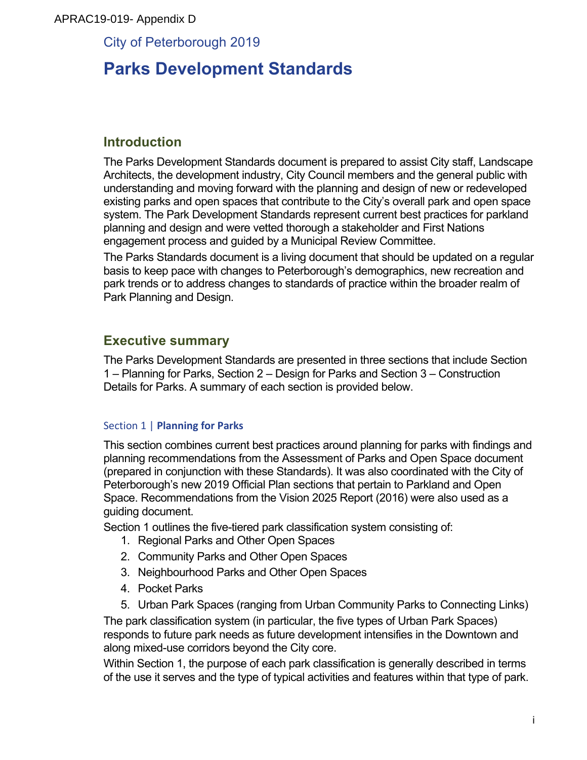APRAC19-019- Appendix D

City of Peterborough 2019

# Parks Development Standards

## Introduction

The Parks Development Standards document is prepared to assist City staff, Landscape Architects, the development industry, City Council members and the general public with understanding and moving forward with the planning and design of new or redeveloped existing parks and open spaces that contribute to the City's overall park and open space system. The Park Development Standards represent current best practices for parkland planning and design and were vetted thorough a stakeholder and First Nations engagement process and guided by a Municipal Review Committee.

The Parks Standards document is a living document that should be updated on a regular basis to keep pace with changes to Peterborough's demographics, new recreation and park trends or to address changes to standards of practice within the broader realm of Park Planning and Design.

## Executive summary

The Parks Development Standards are presented in three sections that include Section 1 – Planning for Parks, Section 2 – Design for Parks and Section 3 – Construction Details for Parks. A summary of each section is provided below.

### Section 1 | **Planning for Parks**

This section combines current best practices around planning for parks with findings and planning recommendations from the Assessment of Parks and Open Space document (prepared in conjunction with these Standards). It was also coordinated with the City of Peterborough's new 2019 Official Plan sections that pertain to Parkland and Open Space. Recommendations from the Vision 2025 Report (2016) were also used as a guiding document.

Section 1 outlines the five-tiered park classification system consisting of:

1. Regional Parks and Other Open Spaces
2. Community Parks and Other Open Spaces
3. Neighbourhood Parks and Other Open Spaces
4. Pocket Parks
5. Urban Park Spaces (ranging from Urban Community Parks to Connecting Links)

The park classification system (in particular, the five types of Urban Park Spaces) responds to future park needs as future development intensifies in the Downtown and along mixed-use corridors beyond the City core.

Within Section 1, the purpose of each park classification is generally described in terms of the use it serves and the type of typical activities and features within that type of park.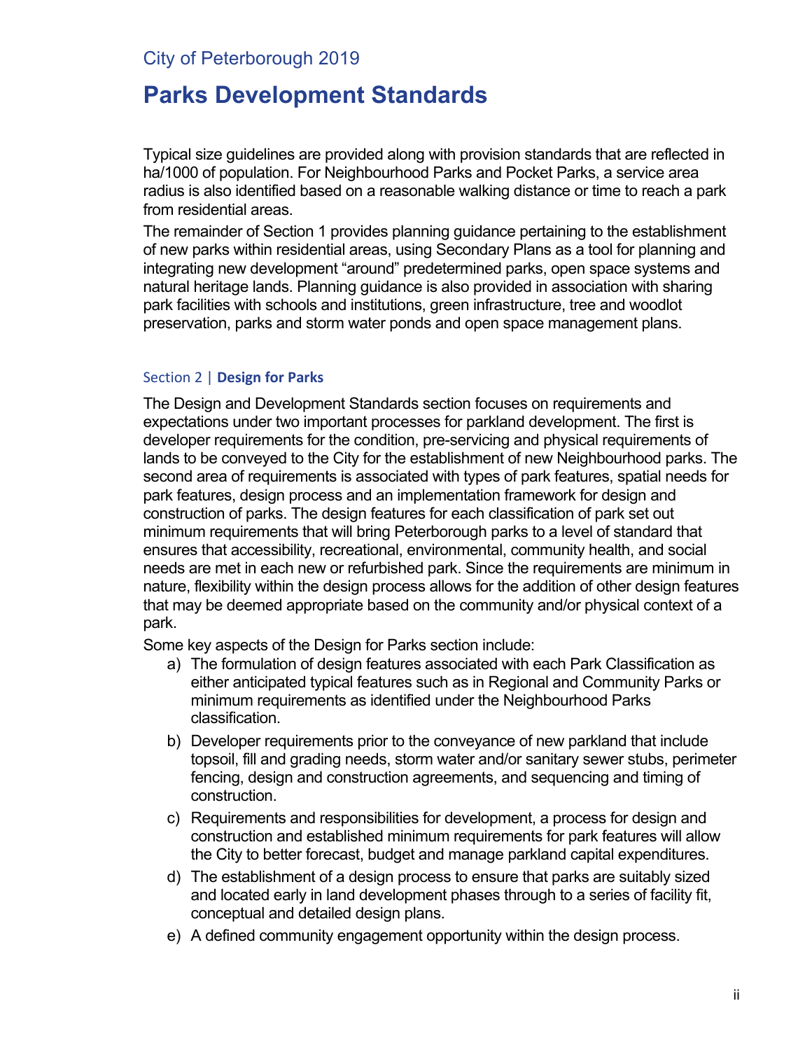Typical size guidelines are provided along with provision standards that are reflected in ha/1000 of population. For Neighbourhood Parks and Pocket Parks, a service area radius is also identified based on a reasonable walking distance or time to reach a park from residential areas.

The remainder of Section 1 provides planning guidance pertaining to the establishment of new parks within residential areas, using Secondary Plans as a tool for planning and integrating new development "around" predetermined parks, open space systems and natural heritage lands. Planning guidance is also provided in association with sharing park facilities with schools and institutions, green infrastructure, tree and woodlot preservation, parks and storm water ponds and open space management plans.

### Section 2 | **Design for Parks**

The Design and Development Standards section focuses on requirements and expectations under two important processes for parkland development. The first is developer requirements for the condition, pre-servicing and physical requirements of lands to be conveyed to the City for the establishment of new Neighbourhood parks. The second area of requirements is associated with types of park features, spatial needs for park features, design process and an implementation framework for design and construction of parks. The design features for each classification of park set out minimum requirements that will bring Peterborough parks to a level of standard that ensures that accessibility, recreational, environmental, community health, and social needs are met in each new or refurbished park. Since the requirements are minimum in nature, flexibility within the design process allows for the addition of other design features that may be deemed appropriate based on the community and/or physical context of a park.

Some key aspects of the Design for Parks section include:

a) The formulation of design features associated with each Park Classification as either anticipated typical features such as in Regional and Community Parks or minimum requirements as identified under the Neighbourhood Parks classification.
b) Developer requirements prior to the conveyance of new parkland that include topsoil, fill and grading needs, storm water and/or sanitary sewer stubs, perimeter fencing, design and construction agreements, and sequencing and timing of construction.
c) Requirements and responsibilities for development, a process for design and construction and established minimum requirements for park features will allow the City to better forecast, budget and manage parkland capital expenditures.
d) The establishment of a design process to ensure that parks are suitably sized and located early in land development phases through to a series of facility fit, conceptual and detailed design plans.
e) A defined community engagement opportunity within the design process.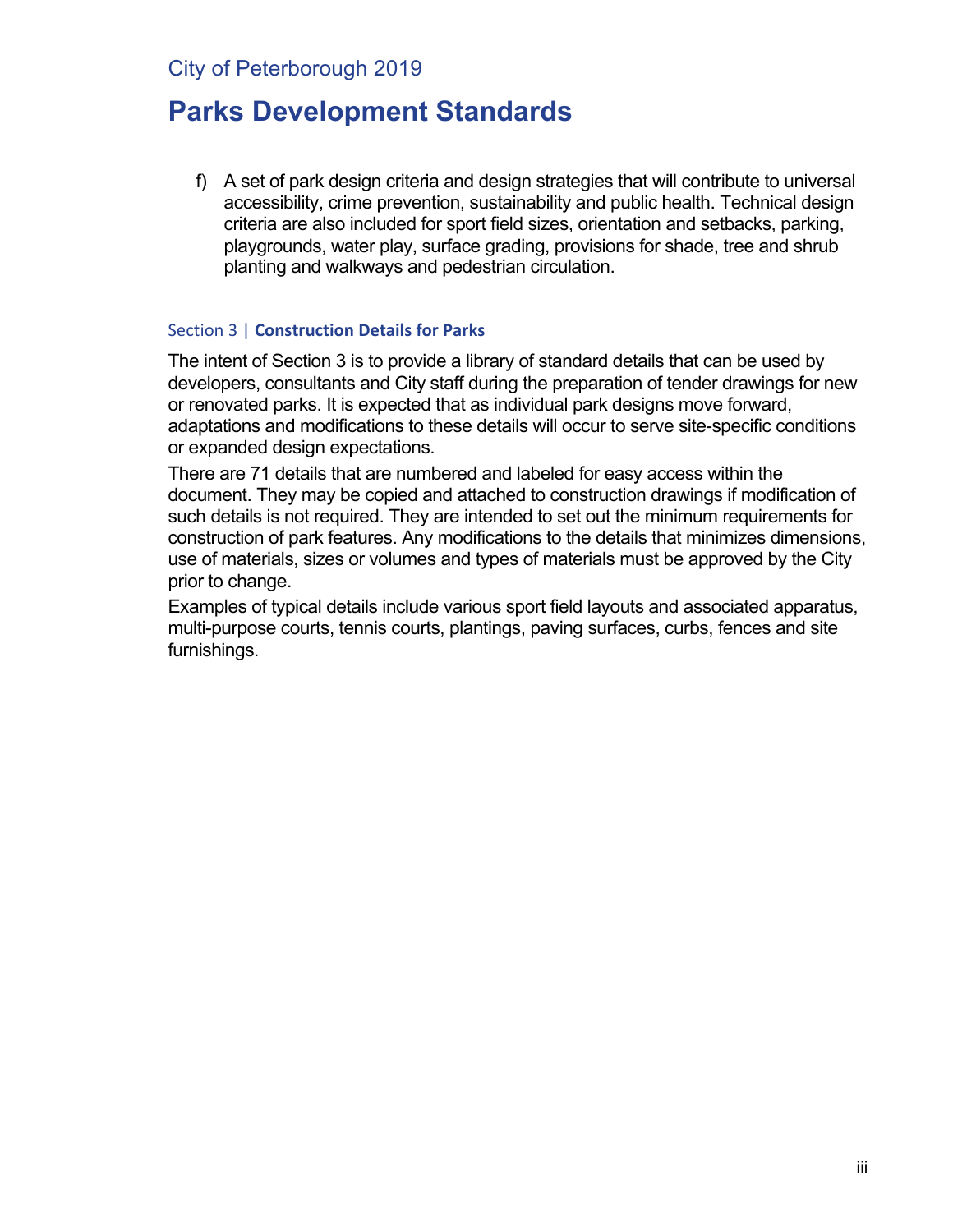f) A set of park design criteria and design strategies that will contribute to universal accessibility, crime prevention, sustainability and public health. Technical design criteria are also included for sport field sizes, orientation and setbacks, parking, playgrounds, water play, surface grading, provisions for shade, tree and shrub planting and walkways and pedestrian circulation.

### Section 3 | **Construction Details for Parks**

The intent of Section 3 is to provide a library of standard details that can be used by developers, consultants and City staff during the preparation of tender drawings for new or renovated parks. It is expected that as individual park designs move forward, adaptations and modifications to these details will occur to serve site-specific conditions or expanded design expectations.

There are 71 details that are numbered and labeled for easy access within the document. They may be copied and attached to construction drawings if modification of such details is not required. They are intended to set out the minimum requirements for construction of park features. Any modifications to the details that minimizes dimensions, use of materials, sizes or volumes and types of materials must be approved by the City prior to change.

Examples of typical details include various sport field layouts and associated apparatus, multi-purpose courts, tennis courts, plantings, paving surfaces, curbs, fences and site furnishings.